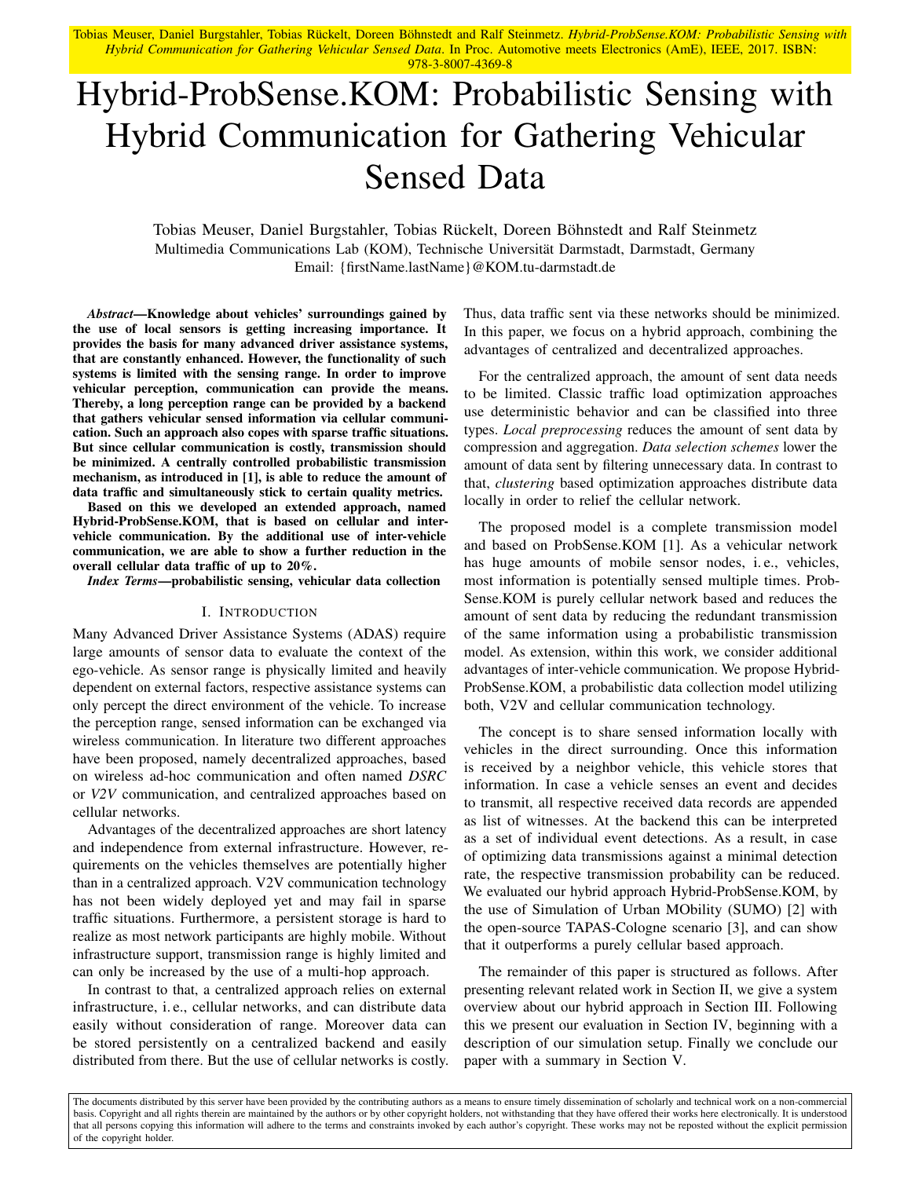Tobias Meuser, Daniel Burgstahler, Tobias Rückelt, Doreen Böhnstedt and Ralf Steinmetz. *Hybrid-ProbSense.KOM: Probabilistic Sensing with Hybrid Communication for Gathering Vehicular Sensed Data*. In Proc. Automotive meets Electronics (AmE), IEEE, 2017. ISBN: 978-3-8007-4369-8

# Hybrid-ProbSense.KOM: Probabilistic Sensing with Hybrid Communication for Gathering Vehicular Sensed Data

Tobias Meuser, Daniel Burgstahler, Tobias Rückelt, Doreen Böhnstedt and Ralf Steinmetz
Multimedia Communications Lab (KOM), Technische Universität Darmstadt, Darmstadt, Germany
Email: {firstName.lastName}@KOM.tu-darmstadt.de

***Abstract*—Knowledge about vehicles' surroundings gained by the use of local sensors is getting increasing importance. It provides the basis for many advanced driver assistance systems, that are constantly enhanced. However, the functionality of such systems is limited with the sensing range. In order to improve vehicular perception, communication can provide the means. Thereby, a long perception range can be provided by a backend that gathers vehicular sensed information via cellular communication. Such an approach also copes with sparse traffic situations. But since cellular communication is costly, transmission should be minimized. A centrally controlled probabilistic transmission mechanism, as introduced in [1], is able to reduce the amount of data traffic and simultaneously stick to certain quality metrics.**

**Based on this we developed an extended approach, named Hybrid-ProbSense.KOM, that is based on cellular and inter-vehicle communication. By the additional use of inter-vehicle communication, we are able to show a further reduction in the overall cellular data traffic of up to 20%.**

***Index Terms*—probabilistic sensing, vehicular data collection**

## I. Introduction

Many Advanced Driver Assistance Systems (ADAS) require large amounts of sensor data to evaluate the context of the ego-vehicle. As sensor range is physically limited and heavily dependent on external factors, respective assistance systems can only percept the direct environment of the vehicle. To increase the perception range, sensed information can be exchanged via wireless communication. In literature two different approaches have been proposed, namely decentralized approaches, based on wireless ad-hoc communication and often named *DSRC* or *V2V* communication, and centralized approaches based on cellular networks.

Advantages of the decentralized approaches are short latency and independence from external infrastructure. However, requirements on the vehicles themselves are potentially higher than in a centralized approach. V2V communication technology has not been widely deployed yet and may fail in sparse traffic situations. Furthermore, a persistent storage is hard to realize as most network participants are highly mobile. Without infrastructure support, transmission range is highly limited and can only be increased by the use of a multi-hop approach.

In contrast to that, a centralized approach relies on external infrastructure, i. e., cellular networks, and can distribute data easily without consideration of range. Moreover data can be stored persistently on a centralized backend and easily distributed from there. But the use of cellular networks is costly. Thus, data traffic sent via these networks should be minimized. In this paper, we focus on a hybrid approach, combining the advantages of centralized and decentralized approaches.

For the centralized approach, the amount of sent data needs to be limited. Classic traffic load optimization approaches use deterministic behavior and can be classified into three types. *Local preprocessing* reduces the amount of sent data by compression and aggregation. *Data selection schemes* lower the amount of data sent by filtering unnecessary data. In contrast to that, *clustering* based optimization approaches distribute data locally in order to relief the cellular network.

The proposed model is a complete transmission model and based on ProbSense.KOM [1]. As a vehicular network has huge amounts of mobile sensor nodes, i. e., vehicles, most information is potentially sensed multiple times. ProbSense.KOM is purely cellular network based and reduces the amount of sent data by reducing the redundant transmission of the same information using a probabilistic transmission model. As extension, within this work, we consider additional advantages of inter-vehicle communication. We propose Hybrid-ProbSense.KOM, a probabilistic data collection model utilizing both, V2V and cellular communication technology.

The concept is to share sensed information locally with vehicles in the direct surrounding. Once this information is received by a neighbor vehicle, this vehicle stores that information. In case a vehicle senses an event and decides to transmit, all respective received data records are appended as list of witnesses. At the backend this can be interpreted as a set of individual event detections. As a result, in case of optimizing data transmissions against a minimal detection rate, the respective transmission probability can be reduced. We evaluated our hybrid approach Hybrid-ProbSense.KOM, by the use of Simulation of Urban MObility (SUMO) [2] with the open-source TAPAS-Cologne scenario [3], and can show that it outperforms a purely cellular based approach.

The remainder of this paper is structured as follows. After presenting relevant related work in Section II, we give a system overview about our hybrid approach in Section III. Following this we present our evaluation in Section IV, beginning with a description of our simulation setup. Finally we conclude our paper with a summary in Section V.

The documents distributed by this server have been provided by the contributing authors as a means to ensure timely dissemination of scholarly and technical work on a non-commercial basis. Copyright and all rights therein are maintained by the authors or by other copyright holders, not withstanding that they have offered their works here electronically. It is understood that all persons copying this information will adhere to the terms and constraints invoked by each author's copyright. These works may not be reposted without the explicit permission of the copyright holder.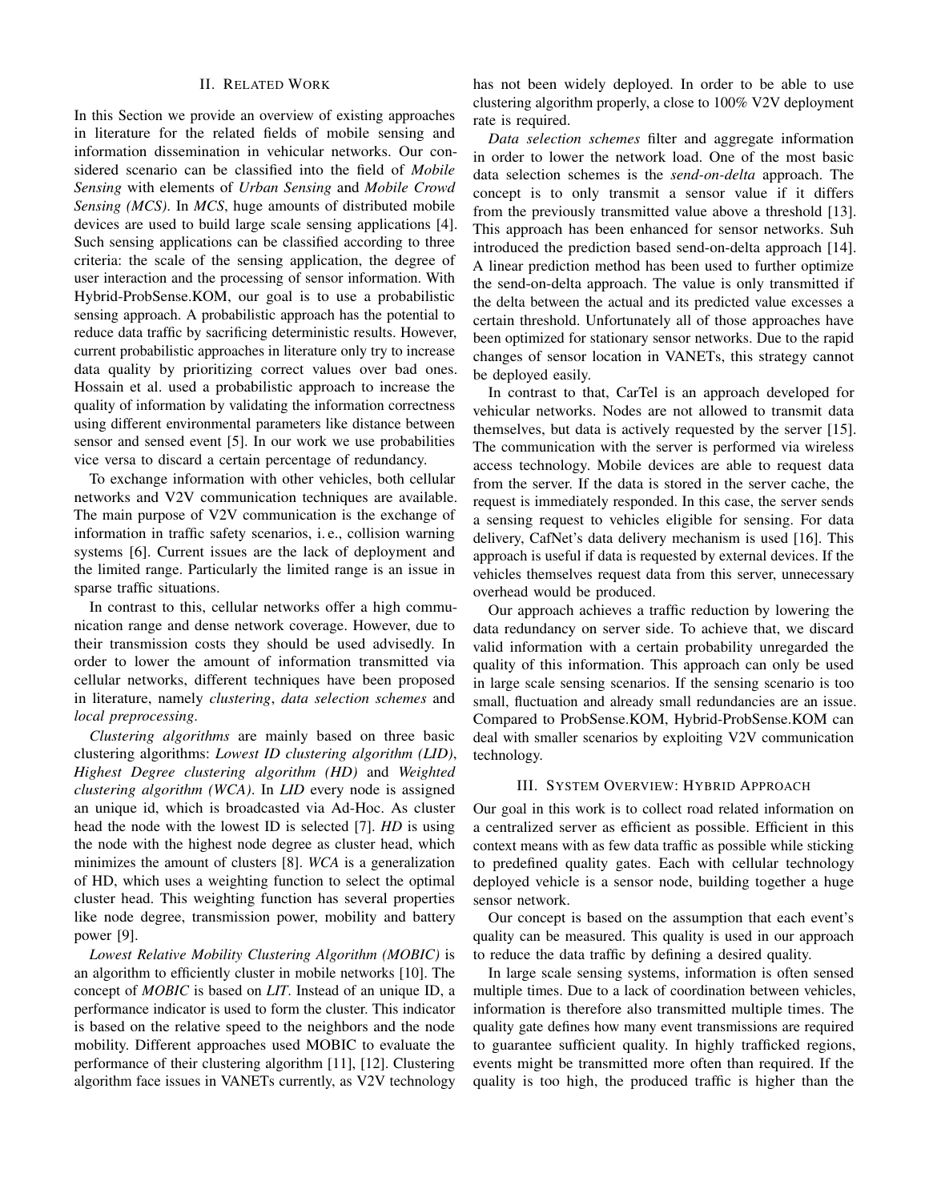## II. Related Work

In this Section we provide an overview of existing approaches in literature for the related fields of mobile sensing and information dissemination in vehicular networks. Our considered scenario can be classified into the field of *Mobile Sensing* with elements of *Urban Sensing* and *Mobile Crowd Sensing (MCS)*. In *MCS*, huge amounts of distributed mobile devices are used to build large scale sensing applications [4]. Such sensing applications can be classified according to three criteria: the scale of the sensing application, the degree of user interaction and the processing of sensor information. With Hybrid-ProbSense.KOM, our goal is to use a probabilistic sensing approach. A probabilistic approach has the potential to reduce data traffic by sacrificing deterministic results. However, current probabilistic approaches in literature only try to increase data quality by prioritizing correct values over bad ones. Hossain et al. used a probabilistic approach to increase the quality of information by validating the information correctness using different environmental parameters like distance between sensor and sensed event [5]. In our work we use probabilities vice versa to discard a certain percentage of redundancy.

To exchange information with other vehicles, both cellular networks and V2V communication techniques are available. The main purpose of V2V communication is the exchange of information in traffic safety scenarios, i. e., collision warning systems [6]. Current issues are the lack of deployment and the limited range. Particularly the limited range is an issue in sparse traffic situations.

In contrast to this, cellular networks offer a high communication range and dense network coverage. However, due to their transmission costs they should be used advisedly. In order to lower the amount of information transmitted via cellular networks, different techniques have been proposed in literature, namely *clustering*, *data selection schemes* and *local preprocessing*.

*Clustering algorithms* are mainly based on three basic clustering algorithms: *Lowest ID clustering algorithm (LID)*, *Highest Degree clustering algorithm (HD)* and *Weighted clustering algorithm (WCA)*. In *LID* every node is assigned an unique id, which is broadcasted via Ad-Hoc. As cluster head the node with the lowest ID is selected [7]. *HD* is using the node with the highest node degree as cluster head, which minimizes the amount of clusters [8]. *WCA* is a generalization of HD, which uses a weighting function to select the optimal cluster head. This weighting function has several properties like node degree, transmission power, mobility and battery power [9].

*Lowest Relative Mobility Clustering Algorithm (MOBIC)* is an algorithm to efficiently cluster in mobile networks [10]. The concept of *MOBIC* is based on *LIT*. Instead of an unique ID, a performance indicator is used to form the cluster. This indicator is based on the relative speed to the neighbors and the node mobility. Different approaches used MOBIC to evaluate the performance of their clustering algorithm [11], [12]. Clustering algorithm face issues in VANETs currently, as V2V technology has not been widely deployed. In order to be able to use clustering algorithm properly, a close to 100% V2V deployment rate is required.

*Data selection schemes* filter and aggregate information in order to lower the network load. One of the most basic data selection schemes is the *send-on-delta* approach. The concept is to only transmit a sensor value if it differs from the previously transmitted value above a threshold [13]. This approach has been enhanced for sensor networks. Suh introduced the prediction based send-on-delta approach [14]. A linear prediction method has been used to further optimize the send-on-delta approach. The value is only transmitted if the delta between the actual and its predicted value excesses a certain threshold. Unfortunately all of those approaches have been optimized for stationary sensor networks. Due to the rapid changes of sensor location in VANETs, this strategy cannot be deployed easily.

In contrast to that, CarTel is an approach developed for vehicular networks. Nodes are not allowed to transmit data themselves, but data is actively requested by the server [15]. The communication with the server is performed via wireless access technology. Mobile devices are able to request data from the server. If the data is stored in the server cache, the request is immediately responded. In this case, the server sends a sensing request to vehicles eligible for sensing. For data delivery, CafNet's data delivery mechanism is used [16]. This approach is useful if data is requested by external devices. If the vehicles themselves request data from this server, unnecessary overhead would be produced.

Our approach achieves a traffic reduction by lowering the data redundancy on server side. To achieve that, we discard valid information with a certain probability unregarded the quality of this information. This approach can only be used in large scale sensing scenarios. If the sensing scenario is too small, fluctuation and already small redundancies are an issue. Compared to ProbSense.KOM, Hybrid-ProbSense.KOM can deal with smaller scenarios by exploiting V2V communication technology.

## III. System Overview: Hybrid Approach

Our goal in this work is to collect road related information on a centralized server as efficient as possible. Efficient in this context means with as few data traffic as possible while sticking to predefined quality gates. Each with cellular technology deployed vehicle is a sensor node, building together a huge sensor network.

Our concept is based on the assumption that each event's quality can be measured. This quality is used in our approach to reduce the data traffic by defining a desired quality.

In large scale sensing systems, information is often sensed multiple times. Due to a lack of coordination between vehicles, information is therefore also transmitted multiple times. The quality gate defines how many event transmissions are required to guarantee sufficient quality. In highly trafficked regions, events might be transmitted more often than required. If the quality is too high, the produced traffic is higher than the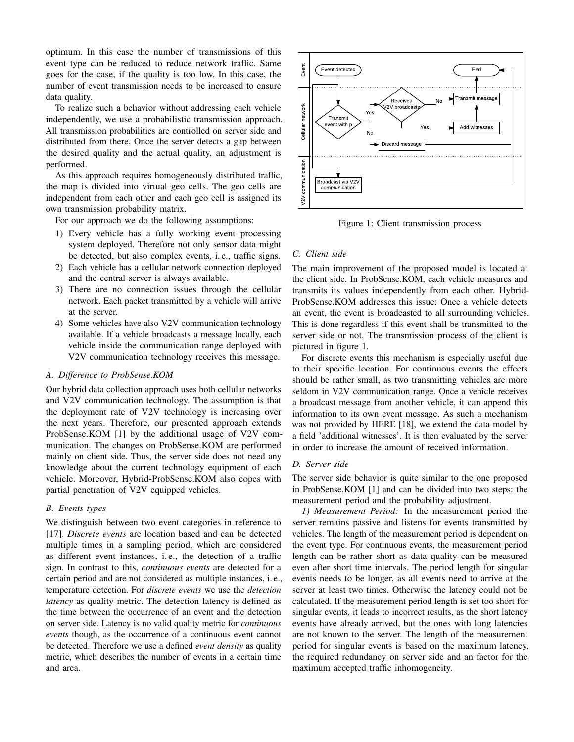optimum. In this case the number of transmissions of this event type can be reduced to reduce network traffic. Same goes for the case, if the quality is too low. In this case, the number of event transmission needs to be increased to ensure data quality.

To realize such a behavior without addressing each vehicle independently, we use a probabilistic transmission approach. All transmission probabilities are controlled on server side and distributed from there. Once the server detects a gap between the desired quality and the actual quality, an adjustment is performed.

As this approach requires homogeneously distributed traffic, the map is divided into virtual geo cells. The geo cells are independent from each other and each geo cell is assigned its own transmission probability matrix.

For our approach we do the following assumptions:

1) Every vehicle has a fully working event processing system deployed. Therefore not only sensor data might be detected, but also complex events, i. e., traffic signs.
2) Each vehicle has a cellular network connection deployed and the central server is always available.
3) There are no connection issues through the cellular network. Each packet transmitted by a vehicle will arrive at the server.
4) Some vehicles have also V2V communication technology available. If a vehicle broadcasts a message locally, each vehicle inside the communication range deployed with V2V communication technology receives this message.

### A. Difference to ProbSense.KOM

Our hybrid data collection approach uses both cellular networks and V2V communication technology. The assumption is that the deployment rate of V2V technology is increasing over the next years. Therefore, our presented approach extends ProbSense.KOM [1] by the additional usage of V2V communication. The changes on ProbSense.KOM are performed mainly on client side. Thus, the server side does not need any knowledge about the current technology equipment of each vehicle. Moreover, Hybrid-ProbSense.KOM also copes with partial penetration of V2V equipped vehicles.

### B. Events types

We distinguish between two event categories in reference to [17]. *Discrete events* are location based and can be detected multiple times in a sampling period, which are considered as different event instances, i. e., the detection of a traffic sign. In contrast to this, *continuous events* are detected for a certain period and are not considered as multiple instances, i. e., temperature detection. For *discrete events* we use the *detection latency* as quality metric. The detection latency is defined as the time between the occurrence of an event and the detection on server side. Latency is no valid quality metric for *continuous events* though, as the occurrence of a continuous event cannot be detected. Therefore we use a defined *event density* as quality metric, which describes the number of events in a certain time and area.

Figure 1: Client transmission process

### C. Client side

The main improvement of the proposed model is located at the client side. In ProbSense.KOM, each vehicle measures and transmits its values independently from each other. Hybrid-ProbSense.KOM addresses this issue: Once a vehicle detects an event, the event is broadcasted to all surrounding vehicles. This is done regardless if this event shall be transmitted to the server side or not. The transmission process of the client is pictured in figure 1.

For discrete events this mechanism is especially useful due to their specific location. For continuous events the effects should be rather small, as two transmitting vehicles are more seldom in V2V communication range. Once a vehicle receives a broadcast message from another vehicle, it can append this information to its own event message. As such a mechanism was not provided by HERE [18], we extend the data model by a field 'additional witnesses'. It is then evaluated by the server in order to increase the amount of received information.

### D. Server side

The server side behavior is quite similar to the one proposed in ProbSense.KOM [1] and can be divided into two steps: the measurement period and the probability adjustment.

*1) Measurement Period:* In the measurement period the server remains passive and listens for events transmitted by vehicles. The length of the measurement period is dependent on the event type. For continuous events, the measurement period length can be rather short as data quality can be measured even after short time intervals. The period length for singular events needs to be longer, as all events need to arrive at the server at least two times. Otherwise the latency could not be calculated. If the measurement period length is set too short for singular events, it leads to incorrect results, as the short latency events have already arrived, but the ones with long latencies are not known to the server. The length of the measurement period for singular events is based on the maximum latency, the required redundancy on server side and an factor for the maximum accepted traffic inhomogeneity.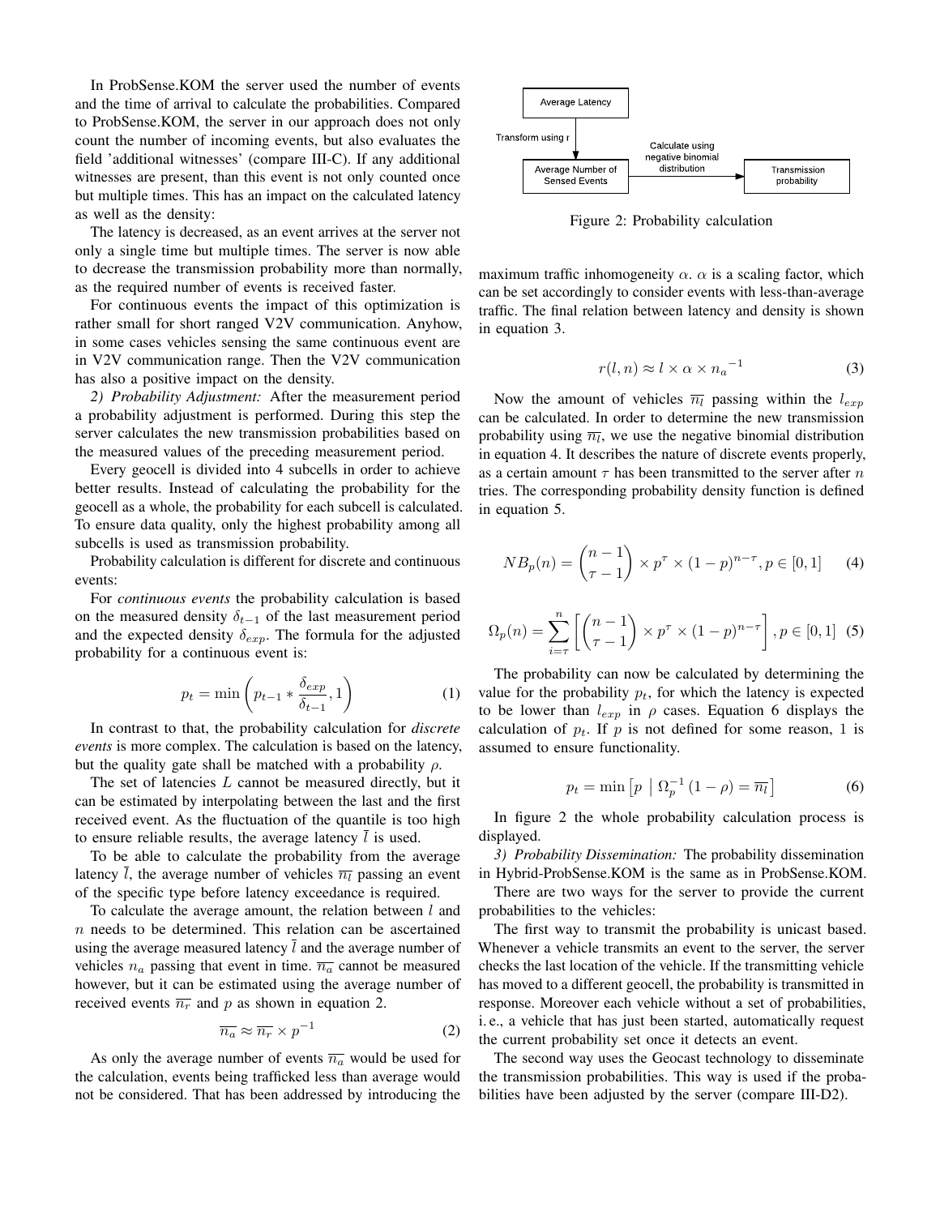In ProbSense.KOM the server used the number of events and the time of arrival to calculate the probabilities. Compared to ProbSense.KOM, the server in our approach does not only count the number of incoming events, but also evaluates the field 'additional witnesses' (compare III-C). If any additional witnesses are present, than this event is not only counted once but multiple times. This has an impact on the calculated latency as well as the density:

The latency is decreased, as an event arrives at the server not only a single time but multiple times. The server is now able to decrease the transmission probability more than normally, as the required number of events is received faster.

For continuous events the impact of this optimization is rather small for short ranged V2V communication. Anyhow, in some cases vehicles sensing the same continuous event are in V2V communication range. Then the V2V communication has also a positive impact on the density.

*2) Probability Adjustment:* After the measurement period a probability adjustment is performed. During this step the server calculates the new transmission probabilities based on the measured values of the preceding measurement period.

Every geocell is divided into 4 subcells in order to achieve better results. Instead of calculating the probability for the geocell as a whole, the probability for each subcell is calculated. To ensure data quality, only the highest probability among all subcells is used as transmission probability.

Probability calculation is different for discrete and continuous events:

For *continuous events* the probability calculation is based on the measured density $\delta_{t-1}$ of the last measurement period and the expected density $\delta_{exp}$. The formula for the adjusted probability for a continuous event is:

$$p_t = \min\left(p_{t-1} * \frac{\delta_{exp}}{\delta_{t-1}}, 1\right) \tag{1}$$

In contrast to that, the probability calculation for *discrete events* is more complex. The calculation is based on the latency, but the quality gate shall be matched with a probability $\rho$.

The set of latencies $L$ cannot be measured directly, but it can be estimated by interpolating between the last and the first received event. As the fluctuation of the quantile is too high to ensure reliable results, the average latency $\overline{l}$ is used.

To be able to calculate the probability from the average latency $\overline{l}$, the average number of vehicles $\overline{n_l}$ passing an event of the specific type before latency exceedance is required.

To calculate the average amount, the relation between $l$ and $n$ needs to be determined. This relation can be ascertained using the average measured latency $\overline{l}$ and the average number of vehicles $n_a$ passing that event in time. $\overline{n_a}$ cannot be measured however, but it can be estimated using the average number of received events $\overline{n_r}$ and $p$ as shown in equation 2.

$$\overline{n_a} \approx \overline{n_r} \times p^{-1} \tag{2}$$

As only the average number of events $\overline{n_a}$ would be used for the calculation, events being trafficked less than average would not be considered. That has been addressed by introducing the maximum traffic inhomogeneity $\alpha$. $\alpha$ is a scaling factor, which can be set accordingly to consider events with less-than-average traffic. The final relation between latency and density is shown in equation 3.

$$r(l, n) \approx l \times \alpha \times {n_a}^{-1} \tag{3}$$

Now the amount of vehicles $\overline{n_l}$ passing within the $l_{exp}$ can be calculated. In order to determine the new transmission probability using $\overline{n_l}$, we use the negative binomial distribution in equation 4. It describes the nature of discrete events properly, as a certain amount $\tau$ has been transmitted to the server after $n$ tries. The corresponding probability density function is defined in equation 5.

$$NB_p(n) = \binom{n-1}{\tau-1} \times p^{\tau} \times (1-p)^{n-\tau}, p \in [0, 1] \tag{4}$$

$$\Omega_p(n) = \sum_{i=\tau}^{n} \left[ \binom{n-1}{\tau-1} \times p^{\tau} \times (1-p)^{n-\tau} \right], p \in [0, 1] \tag{5}$$

The probability can now be calculated by determining the value for the probability $p_t$, for which the latency is expected to be lower than $l_{exp}$ in $\rho$ cases. Equation 6 displays the calculation of $p_t$. If $p$ is not defined for some reason, 1 is assumed to ensure functionality.

$$p_t = \min\left[p \mid \Omega_p^{-1}(1-\rho) = \overline{n_l}\right] \tag{6}$$

In figure 2 the whole probability calculation process is displayed.

Average Latency → (Transform using r) → Average Number of Sensed Events → (Calculate using negative binomial distribution) → Transmission probability

Figure 2: Probability calculation

*3) Probability Dissemination:* The probability dissemination in Hybrid-ProbSense.KOM is the same as in ProbSense.KOM.

There are two ways for the server to provide the current probabilities to the vehicles:

The first way to transmit the probability is unicast based. Whenever a vehicle transmits an event to the server, the server checks the last location of the vehicle. If the transmitting vehicle has moved to a different geocell, the probability is transmitted in response. Moreover each vehicle without a set of probabilities, i. e., a vehicle that has just been started, automatically request the current probability set once it detects an event.

The second way uses the Geocast technology to disseminate the transmission probabilities. This way is used if the probabilities have been adjusted by the server (compare III-D2).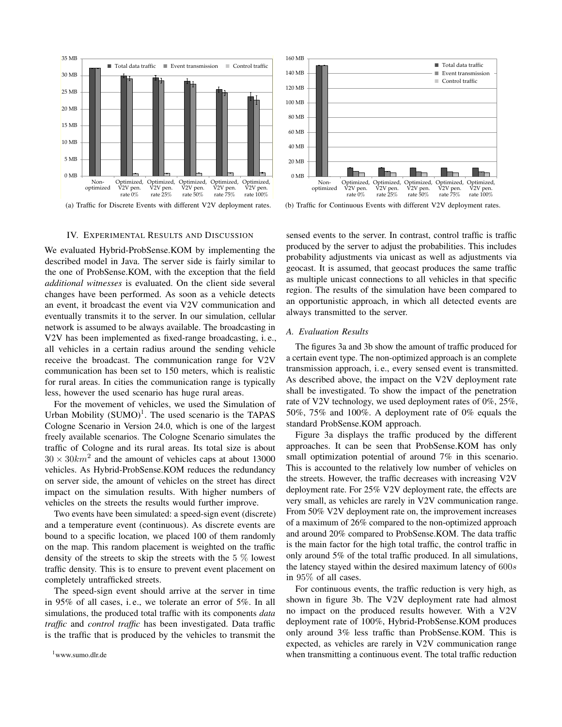(a) Traffic for Discrete Events with different V2V deployment rates.

(b) Traffic for Continuous Events with different V2V deployment rates.

## IV. Experimental Results and Discussion

We evaluated Hybrid-ProbSense.KOM by implementing the described model in Java. The server side is fairly similar to the one of ProbSense.KOM, with the exception that the field *additional witnesses* is evaluated. On the client side several changes have been performed. As soon as a vehicle detects an event, it broadcast the event via V2V communication and eventually transmits it to the server. In our simulation, cellular network is assumed to be always available. The broadcasting in V2V has been implemented as fixed-range broadcasting, i. e., all vehicles in a certain radius around the sending vehicle receive the broadcast. The communication range for V2V communication has been set to 150 meters, which is realistic for rural areas. In cities the communication range is typically less, however the used scenario has huge rural areas.

For the movement of vehicles, we used the Simulation of Urban Mobility (SUMO)[1]. The used scenario is the TAPAS Cologne Scenario in Version 24.0, which is one of the largest freely available scenarios. The Cologne Scenario simulates the traffic of Cologne and its rural areas. Its total size is about $30 \times 30 km^2$ and the amount of vehicles caps at about 13000 vehicles. As Hybrid-ProbSense.KOM reduces the redundancy on server side, the amount of vehicles on the street has direct impact on the simulation results. With higher numbers of vehicles on the streets the results would further improve.

Two events have been simulated: a speed-sign event (discrete) and a temperature event (continuous). As discrete events are bound to a specific location, we placed 100 of them randomly on the map. This random placement is weighted on the traffic density of the streets to skip the streets with the 5 % lowest traffic density. This is to ensure to prevent event placement on completely untrafficked streets.

The speed-sign event should arrive at the server in time in 95% of all cases, i. e., we tolerate an error of 5%. In all simulations, the produced total traffic with its components *data traffic* and *control traffic* has been investigated. Data traffic is the traffic that is produced by the vehicles to transmit the sensed events to the server. In contrast, control traffic is traffic produced by the server to adjust the probabilities. This includes probability adjustments via unicast as well as adjustments via geocast. It is assumed, that geocast produces the same traffic as multiple unicast connections to all vehicles in that specific region. The results of the simulation have been compared to an opportunistic approach, in which all detected events are always transmitted to the server.

### A. Evaluation Results

The figures 3a and 3b show the amount of traffic produced for a certain event type. The non-optimized approach is an complete transmission approach, i. e., every sensed event is transmitted. As described above, the impact on the V2V deployment rate shall be investigated. To show the impact of the penetration rate of V2V technology, we used deployment rates of 0%, 25%, 50%, 75% and 100%. A deployment rate of 0% equals the standard ProbSense.KOM approach.

Figure 3a displays the traffic produced by the different approaches. It can be seen that ProbSense.KOM has only small optimization potential of around 7% in this scenario. This is accounted to the relatively low number of vehicles on the streets. However, the traffic decreases with increasing V2V deployment rate. For 25% V2V deployment rate, the effects are very small, as vehicles are rarely in V2V communication range. From 50% V2V deployment rate on, the improvement increases of a maximum of 26% compared to the non-optimized approach and around 20% compared to ProbSense.KOM. The data traffic is the main factor for the high total traffic, the control traffic in only around 5% of the total traffic produced. In all simulations, the latency stayed within the desired maximum latency of $600s$ in $95\%$ of all cases.

For continuous events, the traffic reduction is very high, as shown in figure 3b. The V2V deployment rate had almost no impact on the produced results however. With a V2V deployment rate of 100%, Hybrid-ProbSense.KOM produces only around 3% less traffic than ProbSense.KOM. This is expected, as vehicles are rarely in V2V communication range when transmitting a continuous event. The total traffic reduction

[1] www.sumo.dlr.de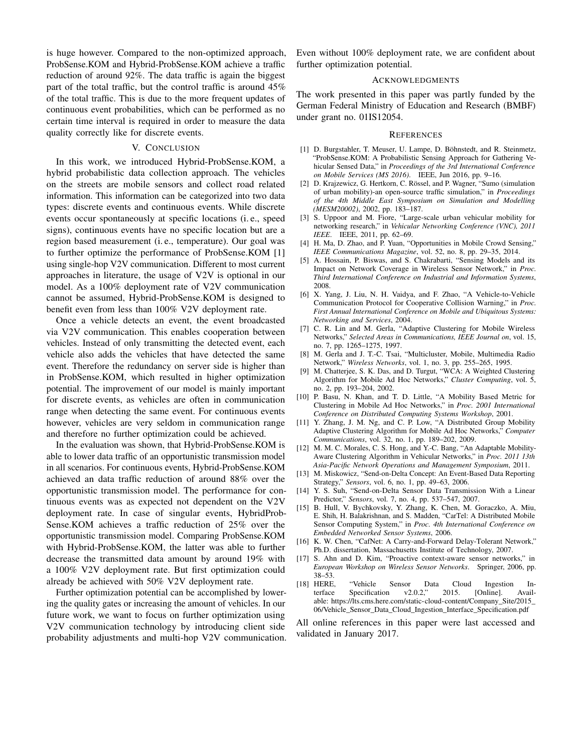is huge however. Compared to the non-optimized approach, ProbSense.KOM and Hybrid-ProbSense.KOM achieve a traffic reduction of around 92%. The data traffic is again the biggest part of the total traffic, but the control traffic is around 45% of the total traffic. This is due to the more frequent updates of continuous event probabilities, which can be performed as no certain time interval is required in order to measure the data quality correctly like for discrete events.

## V. Conclusion

In this work, we introduced Hybrid-ProbSense.KOM, a hybrid probabilistic data collection approach. The vehicles on the streets are mobile sensors and collect road related information. This information can be categorized into two data types: discrete events and continuous events. While discrete events occur spontaneously at specific locations (i. e., speed signs), continuous events have no specific location but are a region based measurement (i. e., temperature). Our goal was to further optimize the performance of ProbSense.KOM [1] using single-hop V2V communication. Different to most current approaches in literature, the usage of V2V is optional in our model. As a 100% deployment rate of V2V communication cannot be assumed, Hybrid-ProbSense.KOM is designed to benefit even from less than 100% V2V deployment rate.

Once a vehicle detects an event, the event broadcasted via V2V communication. This enables cooperation between vehicles. Instead of only transmitting the detected event, each vehicle also adds the vehicles that have detected the same event. Therefore the redundancy on server side is higher than in ProbSense.KOM, which resulted in higher optimization potential. The improvement of our model is mainly important for discrete events, as vehicles are often in communication range when detecting the same event. For continuous events however, vehicles are very seldom in communication range and therefore no further optimization could be achieved.

In the evaluation was shown, that Hybrid-ProbSense.KOM is able to lower data traffic of an opportunistic transmission model in all scenarios. For continuous events, Hybrid-ProbSense.KOM achieved an data traffic reduction of around 88% over the opportunistic transmission model. The performance for continuous events was as expected not dependent on the V2V deployment rate. In case of singular events, HybridProbSense.KOM achieves a traffic reduction of 25% over the opportunistic transmission model. Comparing ProbSense.KOM with Hybrid-ProbSense.KOM, the latter was able to further decrease the transmitted data amount by around 19% with a 100% V2V deployment rate. But first optimization could already be achieved with 50% V2V deployment rate.

Further optimization potential can be accomplished by lowering the quality gates or increasing the amount of vehicles. In our future work, we want to focus on further optimization using V2V communication technology by introducing client side probability adjustments and multi-hop V2V communication. Even without 100% deployment rate, we are confident about further optimization potential.

## Acknowledgments

The work presented in this paper was partly funded by the German Federal Ministry of Education and Research (BMBF) under grant no. 01IS12054.

## References

[1] D. Burgstahler, T. Meuser, U. Lampe, D. Böhnstedt, and R. Steinmetz, "ProbSense.KOM: A Probabilistic Sensing Approach for Gathering Vehicular Sensed Data," in *Proceedings of the 3rd International Conference on Mobile Services (MS 2016)*. IEEE, Jun 2016, pp. 9–16.

[2] D. Krajzewicz, G. Hertkorn, C. Rössel, and P. Wagner, "Sumo (simulation of urban mobility)-an open-source traffic simulation," in *Proceedings of the 4th Middle East Symposium on Simulation and Modelling (MESM20002)*, 2002, pp. 183–187.

[3] S. Uppoor and M. Fiore, "Large-scale urban vehicular mobility for networking research," in *Vehicular Networking Conference (VNC), 2011 IEEE*. IEEE, 2011, pp. 62–69.

[4] H. Ma, D. Zhao, and P. Yuan, "Opportunities in Mobile Crowd Sensing," *IEEE Communications Magazine*, vol. 52, no. 8, pp. 29–35, 2014.

[5] A. Hossain, P. Biswas, and S. Chakrabarti, "Sensing Models and its Impact on Network Coverage in Wireless Sensor Network," in *Proc. Third International Conference on Industrial and Information Systems*, 2008.

[6] X. Yang, J. Liu, N. H. Vaidya, and F. Zhao, "A Vehicle-to-Vehicle Communication Protocol for Cooperative Collision Warning," in *Proc. First Annual International Conference on Mobile and Ubiquitous Systems: Networking and Services*, 2004.

[7] C. R. Lin and M. Gerla, "Adaptive Clustering for Mobile Wireless Networks," *Selected Areas in Communications, IEEE Journal on*, vol. 15, no. 7, pp. 1265–1275, 1997.

[8] M. Gerla and J. T.-C. Tsai, "Multicluster, Mobile, Multimedia Radio Network," *Wireless Networks*, vol. 1, no. 3, pp. 255–265, 1995.

[9] M. Chatterjee, S. K. Das, and D. Turgut, "WCA: A Weighted Clustering Algorithm for Mobile Ad Hoc Networks," *Cluster Computing*, vol. 5, no. 2, pp. 193–204, 2002.

[10] P. Basu, N. Khan, and T. D. Little, "A Mobility Based Metric for Clustering in Mobile Ad Hoc Networks," in *Proc. 2001 International Conference on Distributed Computing Systems Workshop*, 2001.

[11] Y. Zhang, J. M. Ng, and C. P. Low, "A Distributed Group Mobility Adaptive Clustering Algorithm for Mobile Ad Hoc Networks," *Computer Communications*, vol. 32, no. 1, pp. 189–202, 2009.

[12] M. M. C. Morales, C. S. Hong, and Y.-C. Bang, "An Adaptable Mobility-Aware Clustering Algorithm in Vehicular Networks," in *Proc. 2011 13th Asia-Pacific Network Operations and Management Symposium*, 2011.

[13] M. Miskowicz, "Send-on-Delta Concept: An Event-Based Data Reporting Strategy," *Sensors*, vol. 6, no. 1, pp. 49–63, 2006.

[14] Y. S. Suh, "Send-on-Delta Sensor Data Transmission With a Linear Predictor," *Sensors*, vol. 7, no. 4, pp. 537–547, 2007.

[15] B. Hull, V. Bychkovsky, Y. Zhang, K. Chen, M. Goraczko, A. Miu, E. Shih, H. Balakrishnan, and S. Madden, "CarTel: A Distributed Mobile Sensor Computing System," in *Proc. 4th International Conference on Embedded Networked Sensor Systems*, 2006.

[16] K. W. Chen, "CafNet: A Carry-and-Forward Delay-Tolerant Network," Ph.D. dissertation, Massachusetts Institute of Technology, 2007.

[17] S. Ahn and D. Kim, "Proactive context-aware sensor networks," in *European Workshop on Wireless Sensor Networks*. Springer, 2006, pp. 38–53.

[18] HERE, "Vehicle Sensor Data Cloud Ingestion Interface Specification v2.0.2," 2015. [Online]. Available: https://lts.cms.here.com/static-cloud-content/Company_Site/2015_06/Vehicle_Sensor_Data_Cloud_Ingestion_Interface_Specification.pdf

All online references in this paper were last accessed and validated in January 2017.